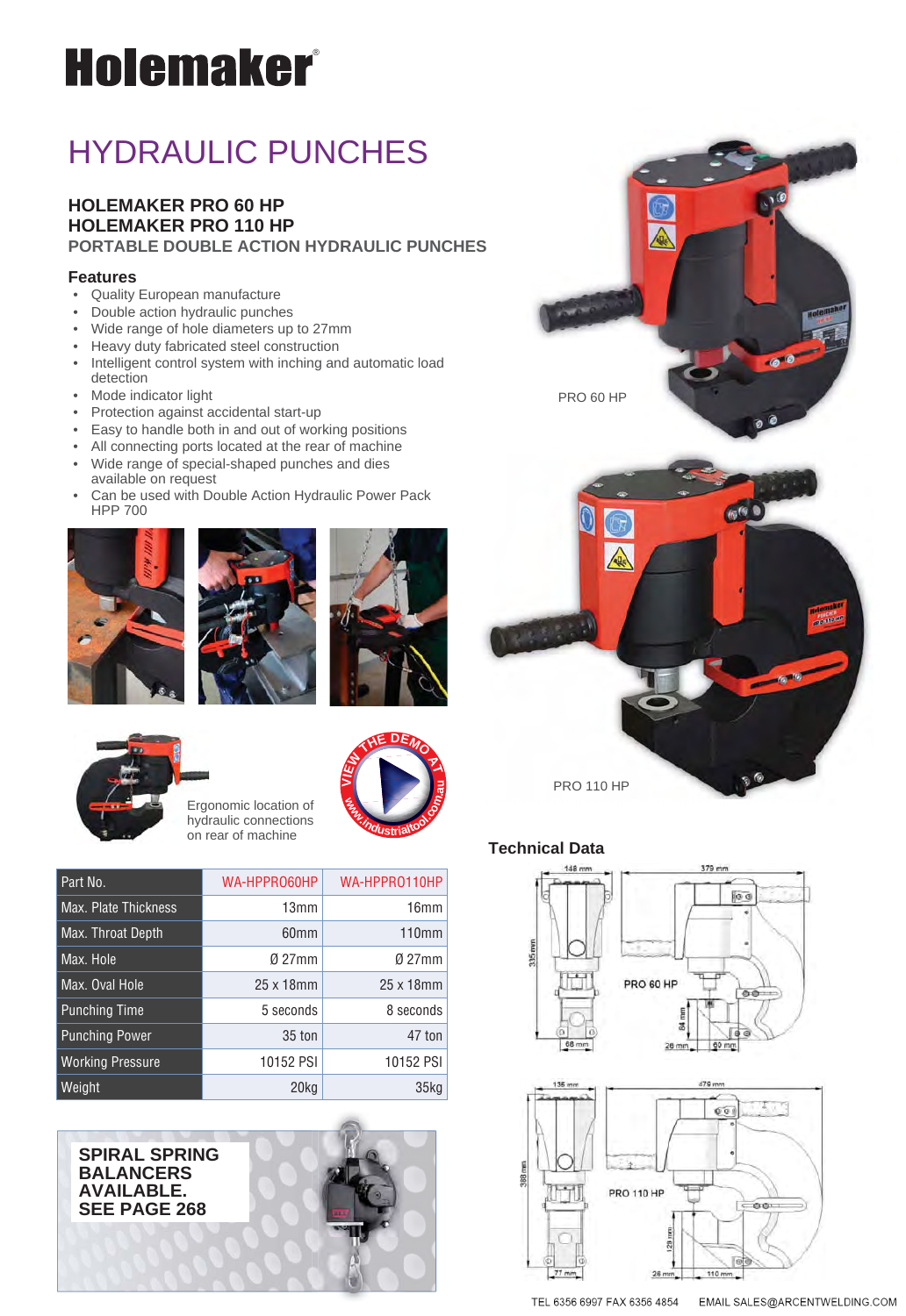# Holemaker

## HYDRAULIC PUNCHES

### HOLEMAKER PRO 60 HP
### HOLEMAKER PRO 110 HP
### PORTABLE DOUBLE ACTION HYDRAULIC PUNCHES

**Features**

- Quality European manufacture
- Double action hydraulic punches
- Wide range of hole diameters up to 27mm
- Heavy duty fabricated steel construction
- Intelligent control system with inching and automatic load detection
- Mode indicator light
- Protection against accidental start-up
- Easy to handle both in and out of working positions
- All connecting ports located at the rear of machine
- Wide range of special-shaped punches and dies available on request
- Can be used with Double Action Hydraulic Power Pack HPP 700

PRO 60 HP

PRO 110 HP

Ergonomic location of hydraulic connections on rear of machine

VIEW THE DEMO AT www.industrialtool.com.au

| Part No. | WA-HPPRO60HP | WA-HPPRO110HP |
|---|---|---|
| Max. Plate Thickness | 13mm | 16mm |
| Max. Throat Depth | 60mm | 110mm |
| Max. Hole | Ø 27mm | Ø 27mm |
| Max. Oval Hole | 25 x 18mm | 25 x 18mm |
| Punching Time | 5 seconds | 8 seconds |
| Punching Power | 35 ton | 47 ton |
| Working Pressure | 10152 PSI | 10152 PSI |
| Weight | 20kg | 35kg |

**SPIRAL SPRING BALANCERS AVAILABLE. SEE PAGE 268**

### Technical Data

PRO 60 HP: 148 mm, 379 mm, 335 mm, 84 mm, 68 mm, 26 mm, 60 mm

PRO 110 HP: 135 mm, 479 mm, 388 mm, 129 mm, 77 mm, 26 mm, 110 mm

TEL 6356 6997 FAX 6356 4854 EMAIL SALES@ARCENTWELDING.COM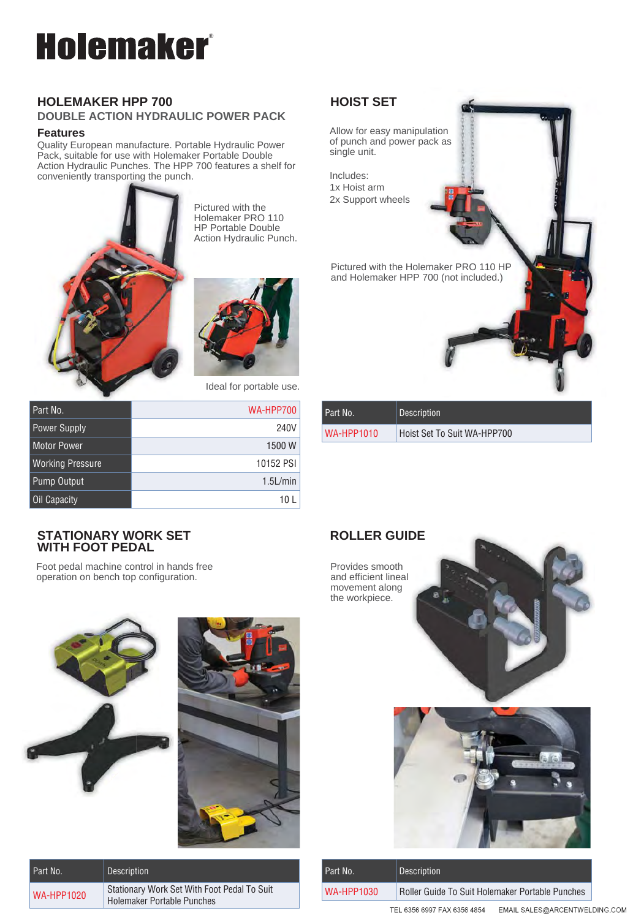# Holemaker

## HOLEMAKER HPP 700

### DOUBLE ACTION HYDRAULIC POWER PACK

**Features**

Quality European manufacture. Portable Hydraulic Power Pack, suitable for use with Holemaker Portable Double Action Hydraulic Punches. The HPP 700 features a shelf for conveniently transporting the punch.

Pictured with the Holemaker PRO 110 HP Portable Double Action Hydraulic Punch.

Ideal for portable use.

| Part No. | WA-HPP700 |
|---|---|
| Power Supply | 240V |
| Motor Power | 1500 W |
| Working Pressure | 10152 PSI |
| Pump Output | 1.5L/min |
| Oil Capacity | 10 L |

## HOIST SET

Allow for easy manipulation of punch and power pack as single unit.

Includes:
1x Hoist arm
2x Support wheels

Pictured with the Holemaker PRO 110 HP and Holemaker HPP 700 (not included.)

| Part No. | Description |
|---|---|
| WA-HPP1010 | Hoist Set To Suit WA-HPP700 |

## STATIONARY WORK SET WITH FOOT PEDAL

Foot pedal machine control in hands free operation on bench top configuration.

| Part No. | Description |
|---|---|
| WA-HPP1020 | Stationary Work Set With Foot Pedal To Suit Holemaker Portable Punches |

## ROLLER GUIDE

Provides smooth and efficient lineal movement along the workpiece.

| Part No. | Description |
|---|---|
| WA-HPP1030 | Roller Guide To Suit Holemaker Portable Punches |

TEL 6356 6997 FAX 6356 4854 EMAIL SALES@ARCENTWELDING.COM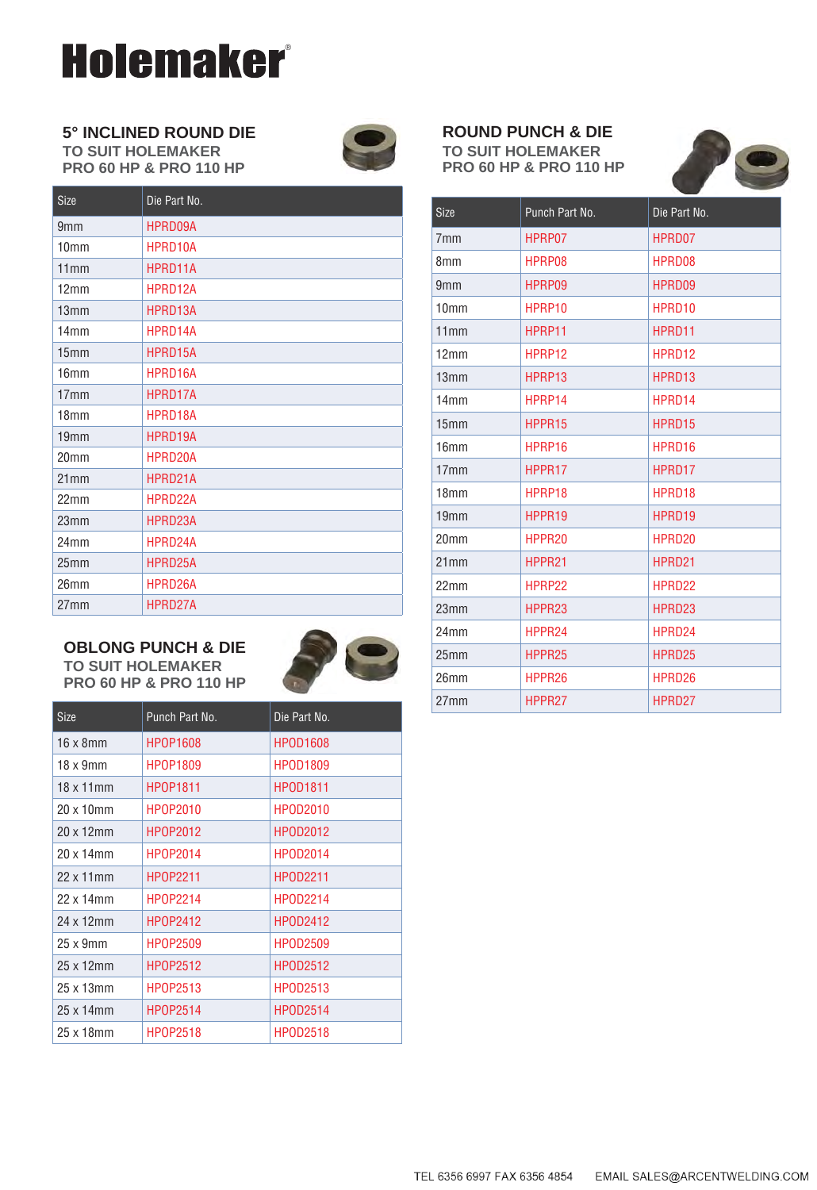# Holemaker®

## 5° INCLINED ROUND DIE
### TO SUIT HOLEMAKER PRO 60 HP & PRO 110 HP

| Size | Die Part No. |
|---|---|
| 9mm | HPRD09A |
| 10mm | HPRD10A |
| 11mm | HPRD11A |
| 12mm | HPRD12A |
| 13mm | HPRD13A |
| 14mm | HPRD14A |
| 15mm | HPRD15A |
| 16mm | HPRD16A |
| 17mm | HPRD17A |
| 18mm | HPRD18A |
| 19mm | HPRD19A |
| 20mm | HPRD20A |
| 21mm | HPRD21A |
| 22mm | HPRD22A |
| 23mm | HPRD23A |
| 24mm | HPRD24A |
| 25mm | HPRD25A |
| 26mm | HPRD26A |
| 27mm | HPRD27A |

## OBLONG PUNCH & DIE
### TO SUIT HOLEMAKER PRO 60 HP & PRO 110 HP

| Size | Punch Part No. | Die Part No. |
|---|---|---|
| 16 x 8mm | HPOP1608 | HPOD1608 |
| 18 x 9mm | HPOP1809 | HPOD1809 |
| 18 x 11mm | HPOP1811 | HPOD1811 |
| 20 x 10mm | HPOP2010 | HPOD2010 |
| 20 x 12mm | HPOP2012 | HPOD2012 |
| 20 x 14mm | HPOP2014 | HPOD2014 |
| 22 x 11mm | HPOP2211 | HPOD2211 |
| 22 x 14mm | HPOP2214 | HPOD2214 |
| 24 x 12mm | HPOP2412 | HPOD2412 |
| 25 x 9mm | HPOP2509 | HPOD2509 |
| 25 x 12mm | HPOP2512 | HPOD2512 |
| 25 x 13mm | HPOP2513 | HPOD2513 |
| 25 x 14mm | HPOP2514 | HPOD2514 |
| 25 x 18mm | HPOP2518 | HPOD2518 |

## ROUND PUNCH & DIE
### TO SUIT HOLEMAKER PRO 60 HP & PRO 110 HP

| Size | Punch Part No. | Die Part No. |
|---|---|---|
| 7mm | HPRP07 | HPRD07 |
| 8mm | HPRP08 | HPRD08 |
| 9mm | HPRP09 | HPRD09 |
| 10mm | HPRP10 | HPRD10 |
| 11mm | HPRP11 | HPRD11 |
| 12mm | HPRP12 | HPRD12 |
| 13mm | HPRP13 | HPRD13 |
| 14mm | HPRP14 | HPRD14 |
| 15mm | HPPR15 | HPRD15 |
| 16mm | HPRP16 | HPRD16 |
| 17mm | HPPR17 | HPRD17 |
| 18mm | HPRP18 | HPRD18 |
| 19mm | HPPR19 | HPRD19 |
| 20mm | HPPR20 | HPRD20 |
| 21mm | HPPR21 | HPRD21 |
| 22mm | HPRP22 | HPRD22 |
| 23mm | HPPR23 | HPRD23 |
| 24mm | HPPR24 | HPRD24 |
| 25mm | HPPR25 | HPRD25 |
| 26mm | HPPR26 | HPRD26 |
| 27mm | HPPR27 | HPRD27 |

TEL 6356 6997 FAX 6356 4854 EMAIL SALES@ARCENTWELDING.COM